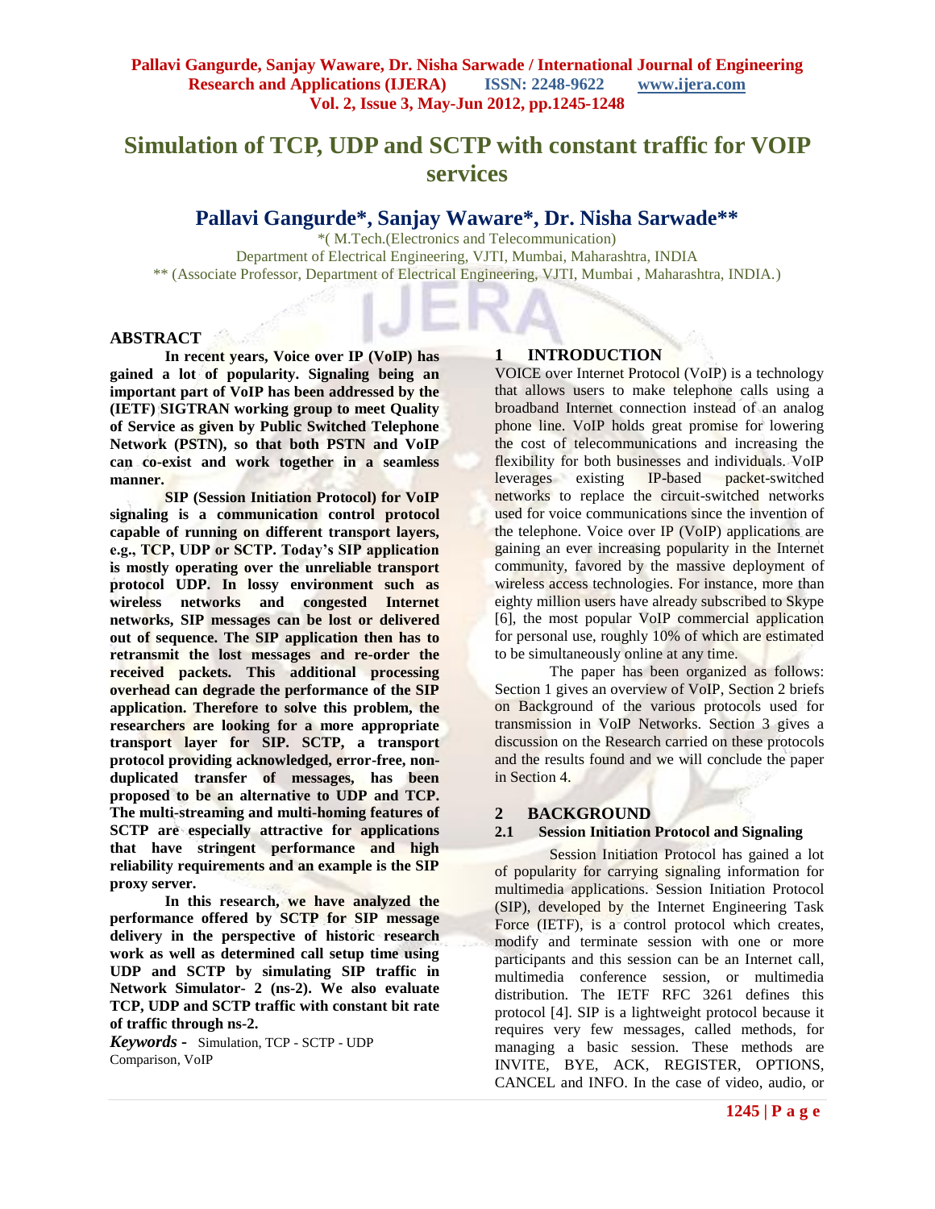# Simulation of TCP, UDP and SCTP with constant traffic for VOIP services

## Pallavi Gangurde*, Sanjay Waware*, Dr. Nisha Sarwade**

*( M.Tech.(Electronics and Telecommunication)
Department of Electrical Engineering, VJTI, Mumbai, Maharashtra, INDIA
** (Associate Professor, Department of Electrical Engineering, VJTI, Mumbai , Maharashtra, INDIA.)

## ABSTRACT

**In recent years, Voice over IP (VoIP) has gained a lot of popularity. Signaling being an important part of VoIP has been addressed by the (IETF) SIGTRAN working group to meet Quality of Service as given by Public Switched Telephone Network (PSTN), so that both PSTN and VoIP can co-exist and work together in a seamless manner.**

**SIP (Session Initiation Protocol) for VoIP signaling is a communication control protocol capable of running on different transport layers, e.g., TCP, UDP or SCTP. Today's SIP application is mostly operating over the unreliable transport protocol UDP. In lossy environment such as wireless networks and congested Internet networks, SIP messages can be lost or delivered out of sequence. The SIP application then has to retransmit the lost messages and re-order the received packets. This additional processing overhead can degrade the performance of the SIP application. Therefore to solve this problem, the researchers are looking for a more appropriate transport layer for SIP. SCTP, a transport protocol providing acknowledged, error-free, non-duplicated transfer of messages, has been proposed to be an alternative to UDP and TCP. The multi-streaming and multi-homing features of SCTP are especially attractive for applications that have stringent performance and high reliability requirements and an example is the SIP proxy server.**

**In this research, we have analyzed the performance offered by SCTP for SIP message delivery in the perspective of historic research work as well as determined call setup time using UDP and SCTP by simulating SIP traffic in Network Simulator- 2 (ns-2). We also evaluate TCP, UDP and SCTP traffic with constant bit rate of traffic through ns-2.**

***Keywords -*** Simulation, TCP - SCTP - UDP Comparison, VoIP

## 1 INTRODUCTION

VOICE over Internet Protocol (VoIP) is a technology that allows users to make telephone calls using a broadband Internet connection instead of an analog phone line. VoIP holds great promise for lowering the cost of telecommunications and increasing the flexibility for both businesses and individuals. VoIP leverages existing IP-based packet-switched networks to replace the circuit-switched networks used for voice communications since the invention of the telephone. Voice over IP (VoIP) applications are gaining an ever increasing popularity in the Internet community, favored by the massive deployment of wireless access technologies. For instance, more than eighty million users have already subscribed to Skype [6], the most popular VoIP commercial application for personal use, roughly 10% of which are estimated to be simultaneously online at any time.

The paper has been organized as follows: Section 1 gives an overview of VoIP, Section 2 briefs on Background of the various protocols used for transmission in VoIP Networks. Section 3 gives a discussion on the Research carried on these protocols and the results found and we will conclude the paper in Section 4.

## 2 BACKGROUND

### 2.1 Session Initiation Protocol and Signaling

Session Initiation Protocol has gained a lot of popularity for carrying signaling information for multimedia applications. Session Initiation Protocol (SIP), developed by the Internet Engineering Task Force (IETF), is a control protocol which creates, modify and terminate session with one or more participants and this session can be an Internet call, multimedia conference session, or multimedia distribution. The IETF RFC 3261 defines this protocol [4]. SIP is a lightweight protocol because it requires very few messages, called methods, for managing a basic session. These methods are INVITE, BYE, ACK, REGISTER, OPTIONS, CANCEL and INFO. In the case of video, audio, or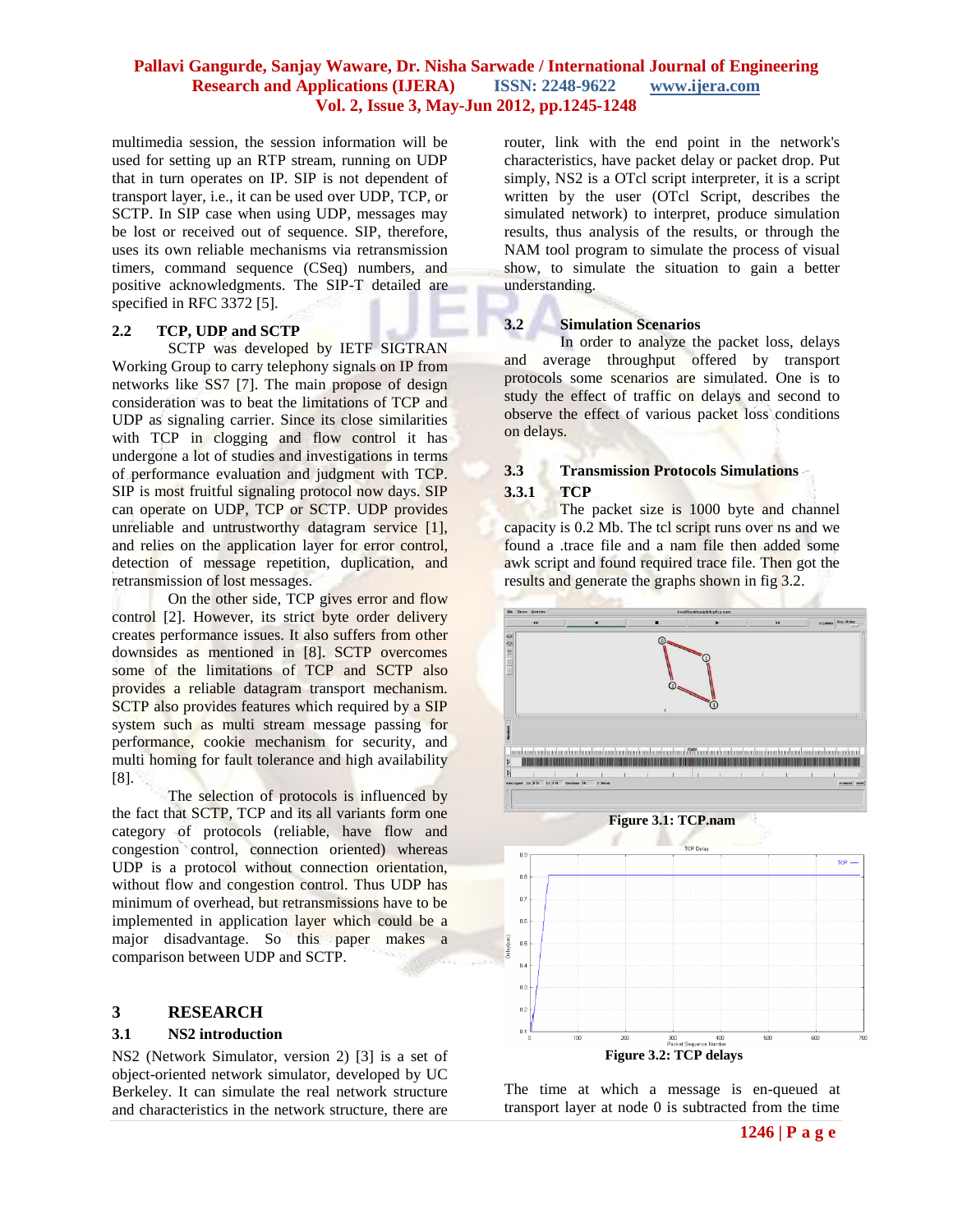multimedia session, the session information will be used for setting up an RTP stream, running on UDP that in turn operates on IP. SIP is not dependent of transport layer, i.e., it can be used over UDP, TCP, or SCTP. In SIP case when using UDP, messages may be lost or received out of sequence. SIP, therefore, uses its own reliable mechanisms via retransmission timers, command sequence (CSeq) numbers, and positive acknowledgments. The SIP-T detailed are specified in RFC 3372 [5].

## 2.2 TCP, UDP and SCTP

SCTP was developed by IETF SIGTRAN Working Group to carry telephony signals on IP from networks like SS7 [7]. The main propose of design consideration was to beat the limitations of TCP and UDP as signaling carrier. Since its close similarities with TCP in clogging and flow control it has undergone a lot of studies and investigations in terms of performance evaluation and judgment with TCP. SIP is most fruitful signaling protocol now days. SIP can operate on UDP, TCP or SCTP. UDP provides unreliable and untrustworthy datagram service [1], and relies on the application layer for error control, detection of message repetition, duplication, and retransmission of lost messages.

On the other side, TCP gives error and flow control [2]. However, its strict byte order delivery creates performance issues. It also suffers from other downsides as mentioned in [8]. SCTP overcomes some of the limitations of TCP and SCTP also provides a reliable datagram transport mechanism. SCTP also provides features which required by a SIP system such as multi stream message passing for performance, cookie mechanism for security, and multi homing for fault tolerance and high availability [8].

The selection of protocols is influenced by the fact that SCTP, TCP and its all variants form one category of protocols (reliable, have flow and congestion control, connection oriented) whereas UDP is a protocol without connection orientation, without flow and congestion control. Thus UDP has minimum of overhead, but retransmissions have to be implemented in application layer which could be a major disadvantage. So this paper makes a comparison between UDP and SCTP.

# 3 RESEARCH

## 3.1 NS2 introduction

NS2 (Network Simulator, version 2) [3] is a set of object-oriented network simulator, developed by UC Berkeley. It can simulate the real network structure and characteristics in the network structure, there are router, link with the end point in the network's characteristics, have packet delay or packet drop. Put simply, NS2 is a OTcl script interpreter, it is a script written by the user (OTcl Script, describes the simulated network) to interpret, produce simulation results, thus analysis of the results, or through the NAM tool program to simulate the process of visual show, to simulate the situation to gain a better understanding.

## 3.2 Simulation Scenarios

In order to analyze the packet loss, delays and average throughput offered by transport protocols some scenarios are simulated. One is to study the effect of traffic on delays and second to observe the effect of various packet loss conditions on delays.

## 3.3 Transmission Protocols Simulations

### 3.3.1 TCP

The packet size is 1000 byte and channel capacity is 0.2 Mb. The tcl script runs over ns and we found a .trace file and a nam file then added some awk script and found required trace file. Then got the results and generate the graphs shown in fig 3.2.

**Figure 3.1: TCP.nam**

**Figure 3.2: TCP delays**

The time at which a message is en-queued at transport layer at node 0 is subtracted from the time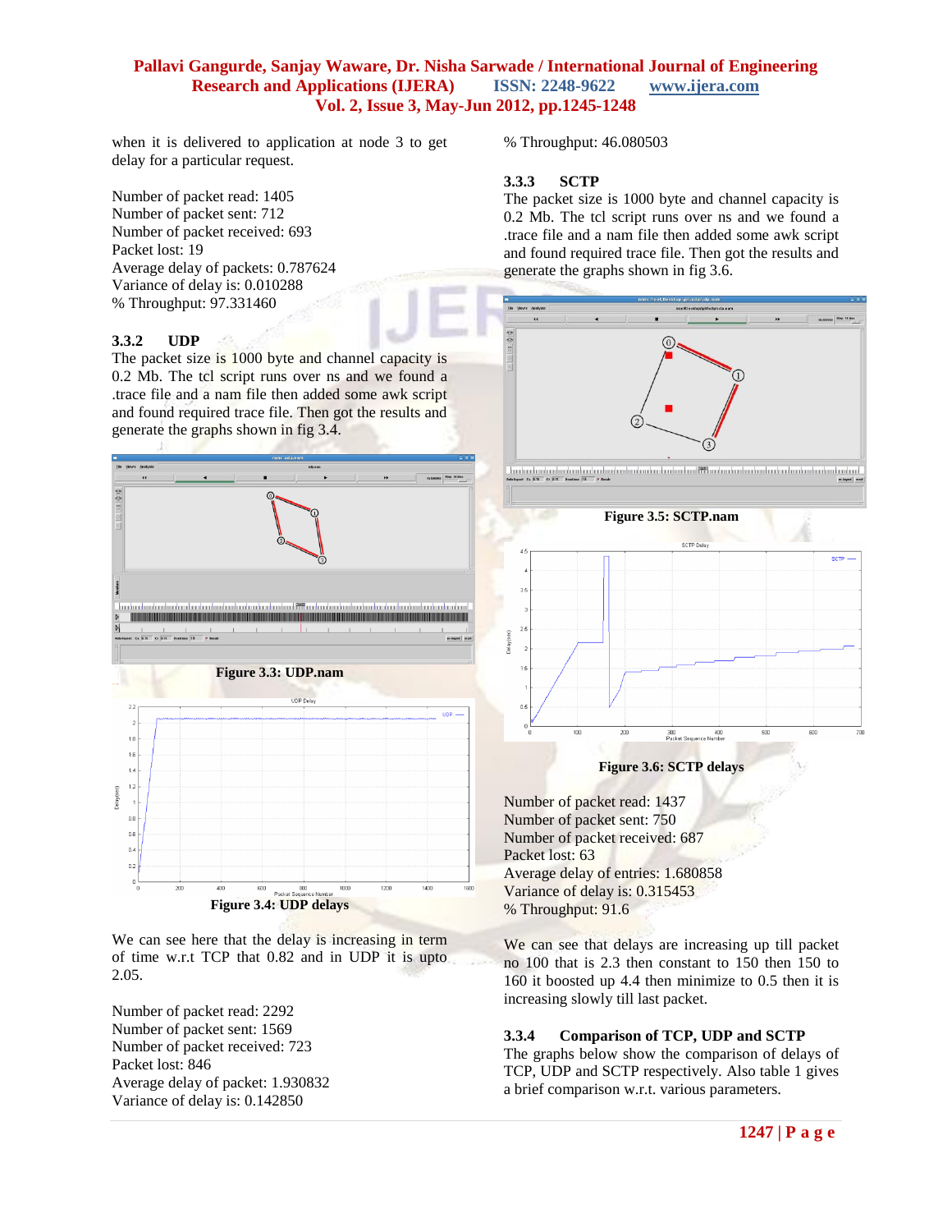when it is delivered to application at node 3 to get delay for a particular request.

Number of packet read: 1405
Number of packet sent: 712
Number of packet received: 693
Packet lost: 19
Average delay of packets: 0.787624
Variance of delay is: 0.010288
% Throughput: 97.331460

### 3.3.2 UDP

The packet size is 1000 byte and channel capacity is 0.2 Mb. The tcl script runs over ns and we found a .trace file and a nam file then added some awk script and found required trace file. Then got the results and generate the graphs shown in fig 3.4.

**Figure 3.3: UDP.nam**

**Figure 3.4: UDP delays**

We can see here that the delay is increasing in term of time w.r.t TCP that 0.82 and in UDP it is upto 2.05.

Number of packet read: 2292
Number of packet sent: 1569
Number of packet received: 723
Packet lost: 846
Average delay of packet: 1.930832
Variance of delay is: 0.142850
% Throughput: 46.080503

### 3.3.3 SCTP

The packet size is 1000 byte and channel capacity is 0.2 Mb. The tcl script runs over ns and we found a .trace file and a nam file then added some awk script and found required trace file. Then got the results and generate the graphs shown in fig 3.6.

**Figure 3.5: SCTP.nam**

**Figure 3.6: SCTP delays**

Number of packet read: 1437
Number of packet sent: 750
Number of packet received: 687
Packet lost: 63
Average delay of entries: 1.680858
Variance of delay is: 0.315453
% Throughput: 91.6

We can see that delays are increasing up till packet no 100 that is 2.3 then constant to 150 then 150 to 160 it boosted up 4.4 then minimize to 0.5 then it is increasing slowly till last packet.

### 3.3.4 Comparison of TCP, UDP and SCTP

The graphs below show the comparison of delays of TCP, UDP and SCTP respectively. Also table 1 gives a brief comparison w.r.t. various parameters.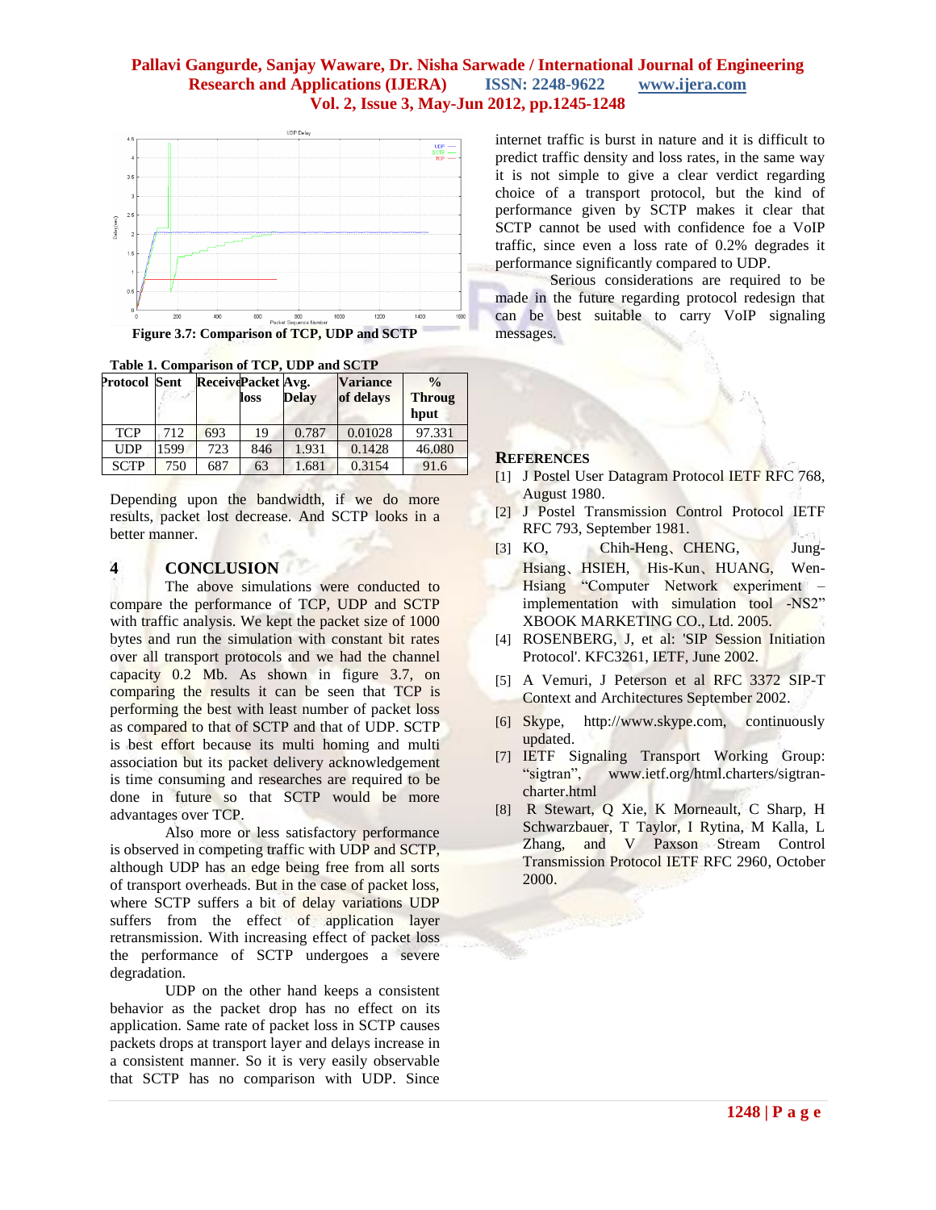UDP Delay

UDP
SCTP
TCP

Delay (sec)

Packet Sequence Number

4.5
4
3.5
3
2.5
2
1.5
1
0.5
0

0 200 400 600 800 1000 1200 1400 1600

**Figure 3.7: Comparison of TCP, UDP and SCTP**

**Table 1. Comparison of TCP, UDP and SCTP**

| Protocol | Sent | Receive | Packet loss | Avg. Delay | Variance of delays | % Throughput |
|---|---|---|---|---|---|---|
| TCP | 712 | 693 | 19 | 0.787 | 0.01028 | 97.331 |
| UDP | 1599 | 723 | 846 | 1.931 | 0.1428 | 46.080 |
| SCTP | 750 | 687 | 63 | 1.681 | 0.3154 | 91.6 |

Depending upon the bandwidth, if we do more results, packet lost decrease. And SCTP looks in a better manner.

## 4 CONCLUSION

The above simulations were conducted to compare the performance of TCP, UDP and SCTP with traffic analysis. We kept the packet size of 1000 bytes and run the simulation with constant bit rates over all transport protocols and we had the channel capacity 0.2 Mb. As shown in figure 3.7, on comparing the results it can be seen that TCP is performing the best with least number of packet loss as compared to that of SCTP and that of UDP. SCTP is best effort because its multi homing and multi association but its packet delivery acknowledgement is time consuming and researches are required to be done in future so that SCTP would be more advantages over TCP.

Also more or less satisfactory performance is observed in competing traffic with UDP and SCTP, although UDP has an edge being free from all sorts of transport overheads. But in the case of packet loss, where SCTP suffers a bit of delay variations UDP suffers from the effect of application layer retransmission. With increasing effect of packet loss the performance of SCTP undergoes a severe degradation.

UDP on the other hand keeps a consistent behavior as the packet drop has no effect on its application. Same rate of packet loss in SCTP causes packets drops at transport layer and delays increase in a consistent manner. So it is very easily observable that SCTP has no comparison with UDP. Since internet traffic is burst in nature and it is difficult to predict traffic density and loss rates, in the same way it is not simple to give a clear verdict regarding choice of a transport protocol, but the kind of performance given by SCTP makes it clear that SCTP cannot be used with confidence foe a VoIP traffic, since even a loss rate of 0.2% degrades it performance significantly compared to UDP.

Serious considerations are required to be made in the future regarding protocol redesign that can be best suitable to carry VoIP signaling messages.

## REFERENCES

[1] J Postel User Datagram Protocol IETF RFC 768, August 1980.

[2] J Postel Transmission Control Protocol IETF RFC 793, September 1981.

[3] KO, Chih-Heng、CHENG, Jung-Hsiang、HSIEH, His-Kun、HUANG, Wen-Hsiang "Computer Network experiment – implementation with simulation tool -NS2" XBOOK MARKETING CO., Ltd. 2005.

[4] ROSENBERG, J, et al: 'SIP Session Initiation Protocol'. KFC3261, IETF, June 2002.

[5] A Vemuri, J Peterson et al RFC 3372 SIP-T Context and Architectures September 2002.

[6] Skype, http://www.skype.com, continuously updated.

[7] IETF Signaling Transport Working Group: "sigtran", www.ietf.org/html.charters/sigtran-charter.html

[8] R Stewart, Q Xie, K Morneault, C Sharp, H Schwarzbauer, T Taylor, I Rytina, M Kalla, L Zhang, and V Paxson Stream Control Transmission Protocol IETF RFC 2960, October 2000.